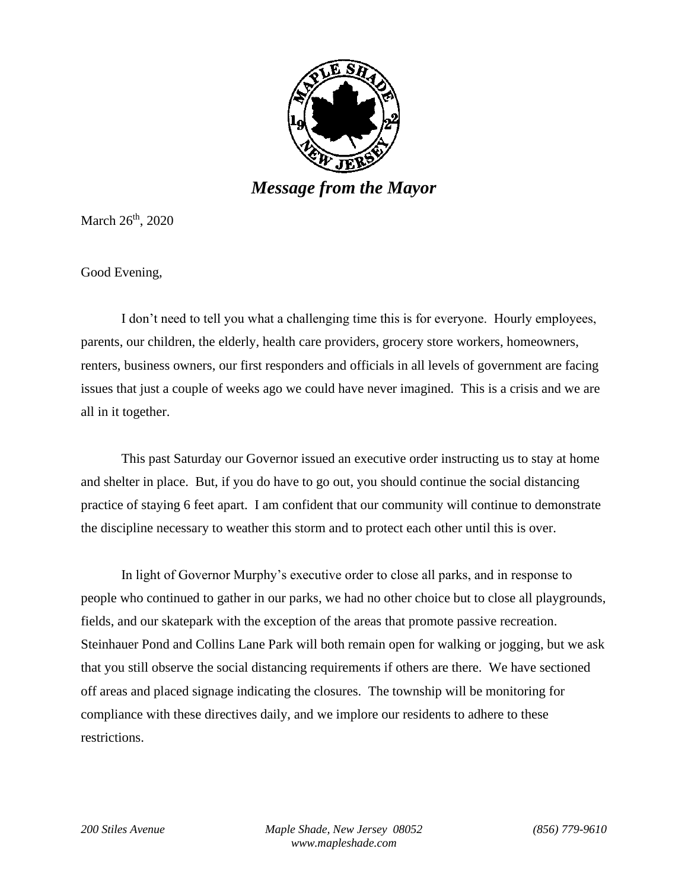# *Message from the Mayor*

March 26th, 2020

Good Evening,

I don't need to tell you what a challenging time this is for everyone. Hourly employees, parents, our children, the elderly, health care providers, grocery store workers, homeowners, renters, business owners, our first responders and officials in all levels of government are facing issues that just a couple of weeks ago we could have never imagined. This is a crisis and we are all in it together.

This past Saturday our Governor issued an executive order instructing us to stay at home and shelter in place. But, if you do have to go out, you should continue the social distancing practice of staying 6 feet apart. I am confident that our community will continue to demonstrate the discipline necessary to weather this storm and to protect each other until this is over.

In light of Governor Murphy's executive order to close all parks, and in response to people who continued to gather in our parks, we had no other choice but to close all playgrounds, fields, and our skatepark with the exception of the areas that promote passive recreation. Steinhauer Pond and Collins Lane Park will both remain open for walking or jogging, but we ask that you still observe the social distancing requirements if others are there. We have sectioned off areas and placed signage indicating the closures. The township will be monitoring for compliance with these directives daily, and we implore our residents to adhere to these restrictions.

*200 Stiles Avenue* *Maple Shade, New Jersey 08052* *(856) 779-9610*
*www.mapleshade.com*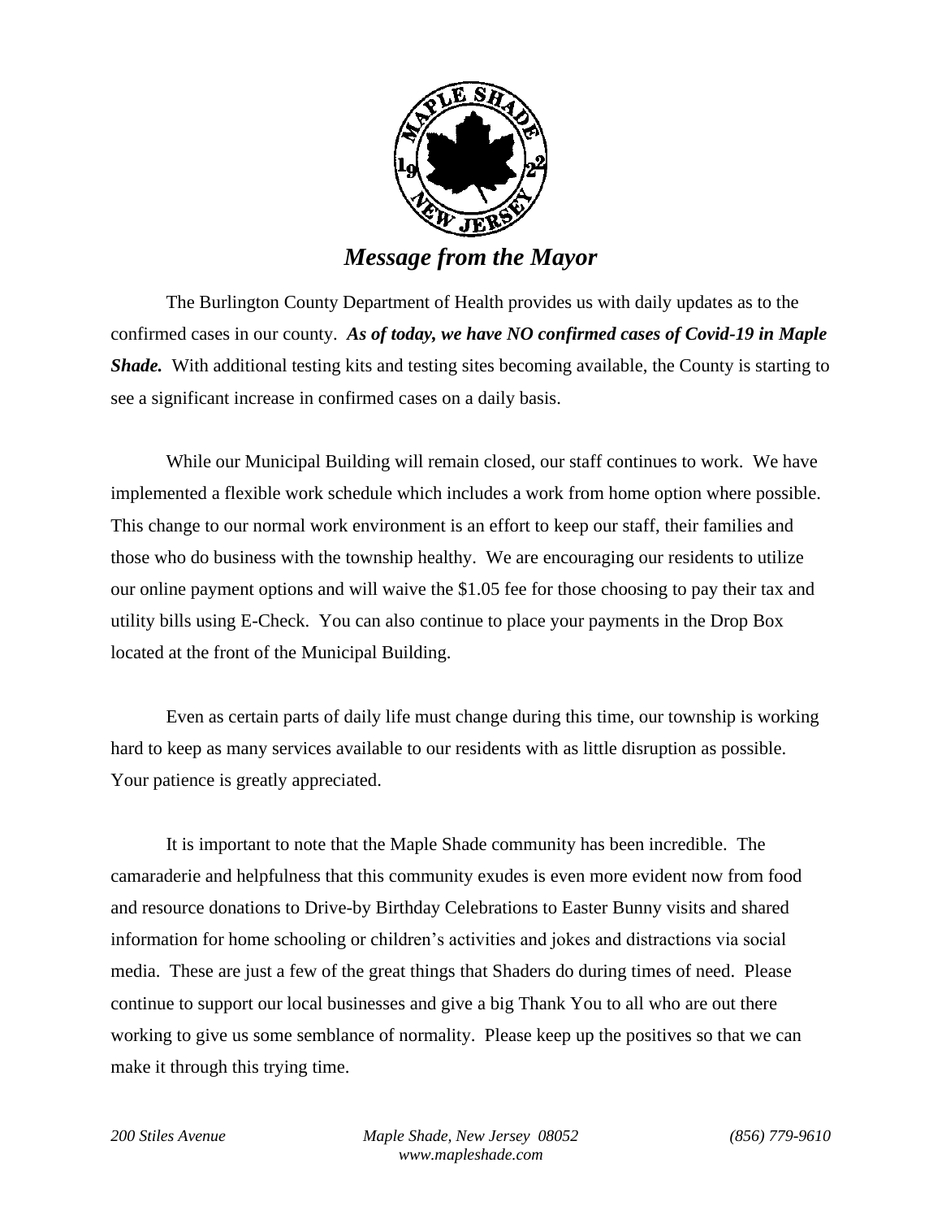# *Message from the Mayor*

The Burlington County Department of Health provides us with daily updates as to the confirmed cases in our county. ***As of today, we have NO confirmed cases of Covid-19 in Maple Shade.*** With additional testing kits and testing sites becoming available, the County is starting to see a significant increase in confirmed cases on a daily basis.

While our Municipal Building will remain closed, our staff continues to work. We have implemented a flexible work schedule which includes a work from home option where possible. This change to our normal work environment is an effort to keep our staff, their families and those who do business with the township healthy. We are encouraging our residents to utilize our online payment options and will waive the $1.05 fee for those choosing to pay their tax and utility bills using E-Check. You can also continue to place your payments in the Drop Box located at the front of the Municipal Building.

Even as certain parts of daily life must change during this time, our township is working hard to keep as many services available to our residents with as little disruption as possible. Your patience is greatly appreciated.

It is important to note that the Maple Shade community has been incredible. The camaraderie and helpfulness that this community exudes is even more evident now from food and resource donations to Drive-by Birthday Celebrations to Easter Bunny visits and shared information for home schooling or children's activities and jokes and distractions via social media. These are just a few of the great things that Shaders do during times of need. Please continue to support our local businesses and give a big Thank You to all who are out there working to give us some semblance of normality. Please keep up the positives so that we can make it through this trying time.

*200 Stiles Avenue* *Maple Shade, New Jersey 08052* *(856) 779-9610*
*www.mapleshade.com*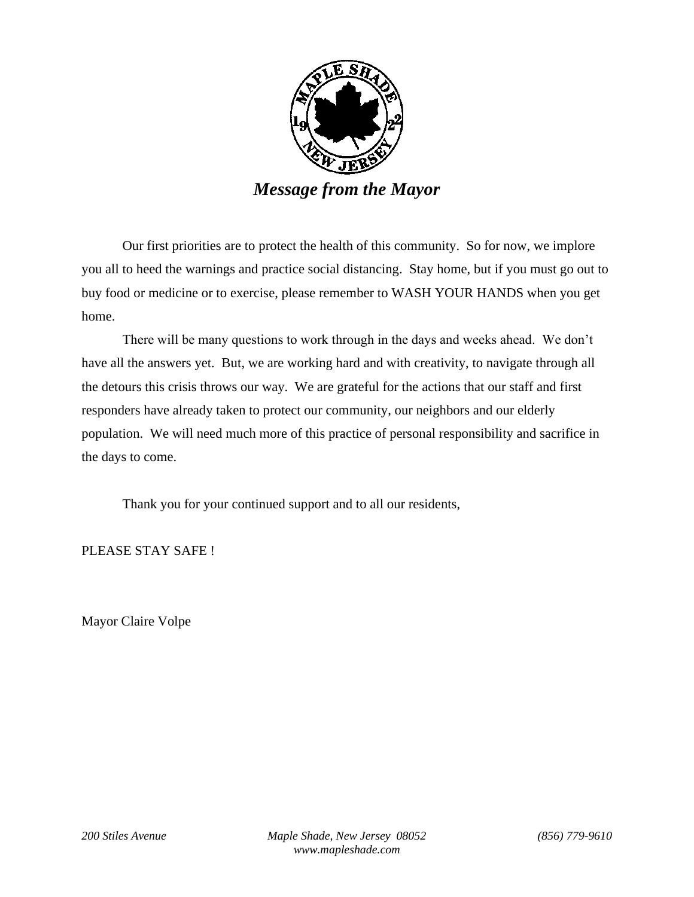*Message from the Mayor*

Our first priorities are to protect the health of this community. So for now, we implore you all to heed the warnings and practice social distancing. Stay home, but if you must go out to buy food or medicine or to exercise, please remember to WASH YOUR HANDS when you get home.

There will be many questions to work through in the days and weeks ahead. We don't have all the answers yet. But, we are working hard and with creativity, to navigate through all the detours this crisis throws our way. We are grateful for the actions that our staff and first responders have already taken to protect our community, our neighbors and our elderly population. We will need much more of this practice of personal responsibility and sacrifice in the days to come.

Thank you for your continued support and to all our residents,

PLEASE STAY SAFE !

Mayor Claire Volpe

*200 Stiles Avenue* *Maple Shade, New Jersey 08052* *(856) 779-9610*
*www.mapleshade.com*